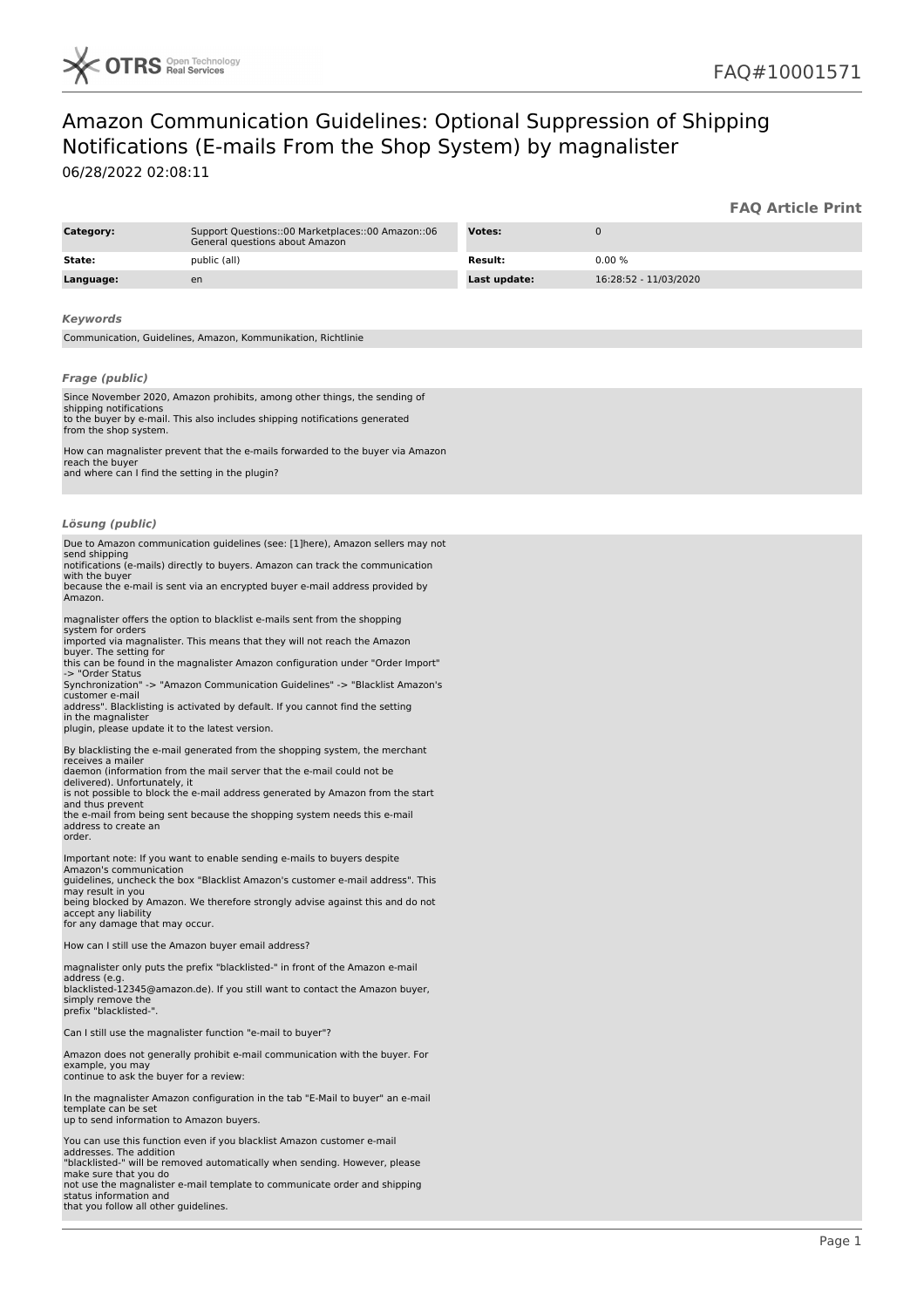FAQ#10001571

# Amazon Communication Guidelines: Optional Suppression of Shipping Notifications (E-mails From the Shop System) by magnalister

06/28/2022 02:08:11

**FAQ Article Print**

| | | | |
|---|---|---|---|
| **Category:** | Support Questions::00 Marketplaces::00 Amazon::06 General questions about Amazon | **Votes:** | 0 |
| **State:** | public (all) | **Result:** | 0.00 % |
| **Language:** | en | **Last update:** | 16:28:52 - 11/03/2020 |

***Keywords***

Communication, Guidelines, Amazon, Kommunikation, Richtlinie

***Frage (public)***

Since November 2020, Amazon prohibits, among other things, the sending of shipping notifications to the buyer by e-mail. This also includes shipping notifications generated from the shop system.

How can magnalister prevent that the e-mails forwarded to the buyer via Amazon reach the buyer and where can I find the setting in the plugin?

***Lösung (public)***

Due to Amazon communication guidelines (see: [1]here), Amazon sellers may not send shipping notifications (e-mails) directly to buyers. Amazon can track the communication with the buyer because the e-mail is sent via an encrypted buyer e-mail address provided by Amazon.

magnalister offers the option to blacklist e-mails sent from the shopping system for orders imported via magnalister. This means that they will not reach the Amazon buyer. The setting for this can be found in the magnalister Amazon configuration under "Order Import" -> "Order Status Synchronization" -> "Amazon Communication Guidelines" -> "Blacklist Amazon's customer e-mail address". Blacklisting is activated by default. If you cannot find the setting in the magnalister plugin, please update it to the latest version.

By blacklisting the e-mail generated from the shopping system, the merchant receives a mailer daemon (information from the mail server that the e-mail could not be delivered). Unfortunately, it is not possible to block the e-mail address generated by Amazon from the start and thus prevent the e-mail from being sent because the shopping system needs this e-mail address to create an order.

Important note: If you want to enable sending e-mails to buyers despite Amazon's communication guidelines, uncheck the box "Blacklist Amazon's customer e-mail address". This may result in you being blocked by Amazon. We therefore strongly advise against this and do not accept any liability for any damage that may occur.

How can I still use the Amazon buyer email address?

magnalister only puts the prefix "blacklisted-" in front of the Amazon e-mail address (e.g. blacklisted-12345@amazon.de). If you still want to contact the Amazon buyer, simply remove the prefix "blacklisted-".

Can I still use the magnalister function "e-mail to buyer"?

Amazon does not generally prohibit e-mail communication with the buyer. For example, you may continue to ask the buyer for a review:

In the magnalister Amazon configuration in the tab "E-Mail to buyer" an e-mail template can be set up to send information to Amazon buyers.

You can use this function even if you blacklist Amazon customer e-mail addresses. The addition "blacklisted-" will be removed automatically when sending. However, please make sure that you do not use the magnalister e-mail template to communicate order and shipping status information and that you follow all other guidelines.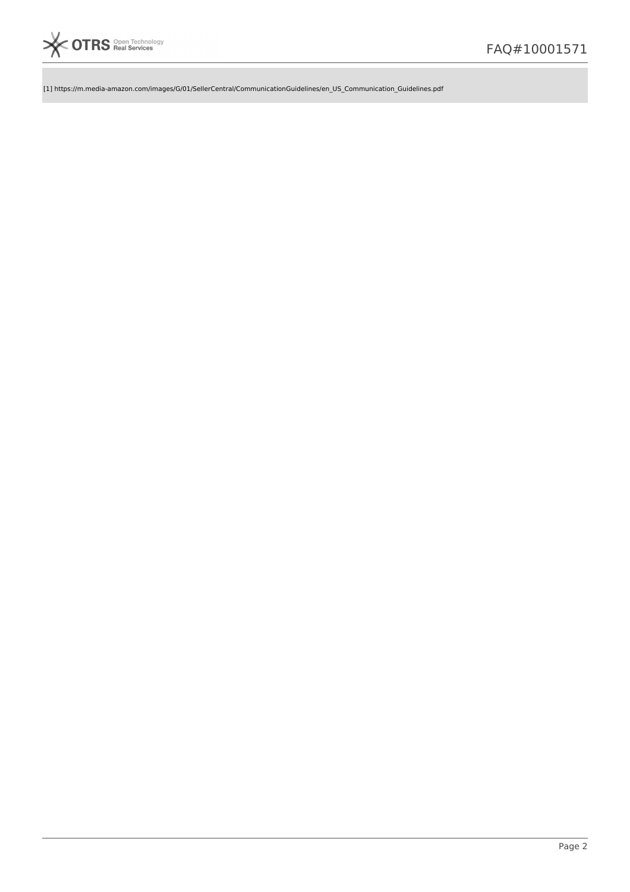[1] https://m.media-amazon.com/images/G/01/SellerCentral/CommunicationGuidelines/en_US_Communication_Guidelines.pdf